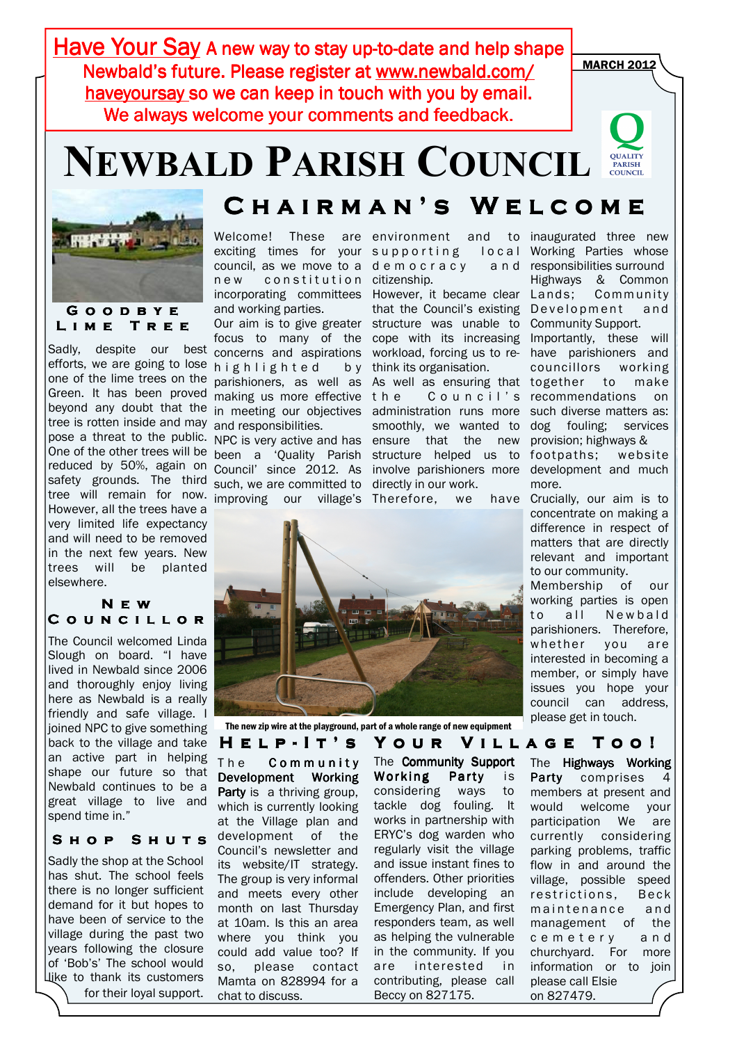**Have Your Say** A new way to stay up-to-date and help shape Newbald's future. Please register at www.newbald.com/haveyoursay so we can keep in touch with you by email. We always welcome your comments and feedback.

MARCH 2012

# Newbald Parish Council

## Chairman's Welcome

Welcome! These are exciting times for your council, as we move to a new constitution incorporating committees and working parties.

Our aim is to give greater focus to many of the concerns and aspirations highlighted by parishioners, as well as making us more effective in meeting our objectives and responsibilities.

NPC is very active and has been a 'Quality Parish Council' since 2012. As such, we are committed to improving our village's environment and to supporting local democracy and citizenship.

However, it became clear that the Council's existing structure was unable to cope with its increasing workload, forcing us to re-think its organisation.

As well as ensuring that the Council's administration runs more smoothly, we wanted to ensure that the new structure helped us to involve parishioners more directly in our work.

Therefore, we have inaugurated three new Working Parties whose responsibilities surround Highways & Common Lands; Community Development and Community Support.

Importantly, these will have parishioners and councillors working together to make recommendations on such diverse matters as: dog fouling; services provision; highways & footpaths; website development and much more.

Crucially, our aim is to concentrate on making a difference in respect of matters that are directly relevant and important to our community.

Membership of our working parties is open to all Newbald parishioners. Therefore, whether you are interested in becoming a member, or simply have issues you hope your council can address, please get in touch.

The new zip wire at the playground, part of a whole range of new equipment

## Goodbye Lime Tree

Sadly, despite our best efforts, we are going to lose one of the lime trees on the Green. It has been proved beyond any doubt that the tree is rotten inside and may pose a threat to the public. One of the other trees will be reduced by 50%, again on safety grounds. The third tree will remain for now. However, all the trees have a very limited life expectancy and will need to be removed in the next few years. New trees will be planted elsewhere.

## New Councillor

The Council welcomed Linda Slough on board. "I have lived in Newbald since 2006 and thoroughly enjoy living here as Newbald is a really friendly and safe village. I joined NPC to give something back to the village and take an active part in helping shape our future so that Newbald continues to be a great village to live and spend time in."

## Shop Shuts

Sadly the shop at the School has shut. The school feels there is no longer sufficient demand for it but hopes to have been of service to the village during the past two years following the closure of 'Bob's' The school would like to thank its customers for their loyal support.

## Help-It's Your Village Too!

The **Community Development Working Party** is a thriving group, which is currently looking at the Village plan and development of the Council's newsletter and its website/IT strategy. The group is very informal and meets every other month on last Thursday at 10am. Is this an area where you think you could add value too? If so, please contact Mamta on 828994 for a chat to discuss.

The **Community Support Working Party** is considering ways to tackle dog fouling. It works in partnership with ERYC's dog warden who regularly visit the village and issue instant fines to offenders. Other priorities include developing an Emergency Plan, and first responders team, as well as helping the vulnerable in the community. If you are interested in contributing, please call Beccy on 827175.

The **Highways Working Party** comprises 4 members at present and would welcome your participation We are currently considering parking problems, traffic flow in and around the village, possible speed restrictions, Beck maintenance and management of the cemetery churchyard. For more information or to join please call Elsie on 827479.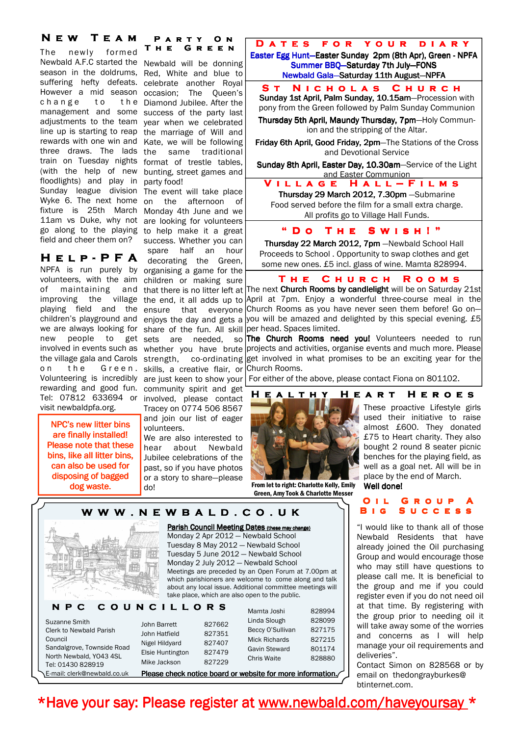## New Team

The newly formed Newbald A.F.C started the season in the doldrums, suffering hefty defeats. However a mid season change to the management and some adjustments to the team line up is starting to reap rewards with one win and three draws. The lads train on Tuesday nights (with the help of new floodlights) and play in Sunday league division Wyke 6. The next home fixture is 25th March 11am vs Duke, why not go along to the playing field and cheer them on?

## Help-PFA

NPFA is run purely by volunteers, with the aim of maintaining and improving the village playing field and the children's playground and we are always looking for new people to get involved in events such as the village gala and Carols on the Green. Volunteering is incredibly rewarding and good fun. Tel: 07812 633694 or visit newbaldpfa.org.

NPC's new litter bins are finally installed! Please note that these bins, like all litter bins, can also be used for disposing of bagged dog waste.

## Party on the Green

Newbald will be donning Red, White and blue to celebrate another Royal occasion; The Queen's Diamond Jubilee. After the success of the party last year when we celebrated the marriage of Will and Kate, we will be following the same traditional format of trestle tables, bunting, street games and party food!

The event will take place on the afternoon of Monday 4th June and we are looking for volunteers to help make it a great success. Whether you can spare half an hour decorating the Green, organising a game for the children or making sure that there is no litter left at the end, it all adds up to ensure that everyone enjoys the day and gets a share of the fun. All skill sets are needed, so whether you have brute strength, co-ordinating skills, a creative flair, or are just keen to show your community spirit and get involved, please contact Tracey on 0774 506 8567 and join our list of eager volunteers.

We are also interested to hear about Newbald Jubilee celebrations of the past, so if you have photos or a story to share—please do!

## Dates for your diary

**Easter Egg Hunt—Easter Sunday 2pm (8th Apr), Green - NPFA**
**Summer BBQ—Saturday 7th July—FONS**
**Newbald Gala—Saturday 11th August—NPFA**

## St Nicholas Church

**Sunday 1st April, Palm Sunday, 10.15am**—Procession with pony from the Green followed by Palm Sunday Communion

**Thursday 5th April, Maundy Thursday, 7pm**—Holy Communion and the stripping of the Altar.

**Friday 6th April, Good Friday, 2pm**—The Stations of the Cross and Devotional Service

**Sunday 8th April, Easter Day, 10.30am**—Service of the Light and Easter Communion

## Village Hall – Films

**Thursday 29 March 2012, 7.30pm** —Submarine
Food served before the film for a small extra charge.
All profits go to Village Hall Funds.

## "Do The Swish!"

**Thursday 22 March 2012, 7pm** —Newbald School Hall
Proceeds to School . Opportunity to swap clothes and get some new ones. £5 incl. glass of wine. Mamta 828994.

## The Church Rooms

The next **Church Rooms by candlelight** will be on Saturday 21st April at 7pm. Enjoy a wonderful three-course meal in the Church Rooms as you have never seen them before! Go on—you will be amazed and delighted by this special evening. £5 per head. Spaces limited.

**The Church Rooms need you!** Volunteers needed to run projects and activities, organise events and much more. Please get involved in what promises to be an exciting year for the Church Rooms.

For either of the above, please contact Fiona on 801102.

## Healthy Heart Heroes

From let to right: Charlotte Kelly, Emily Green, Amy Took & Charlotte Messer

These proactive Lifestyle girls used their initiative to raise almost £600. They donated £75 to Heart charity. They also bought 2 round 8 seater picnic benches for the playing field, as well as a goal net. All will be in place by the end of March. **Well done!**

## Oil Group a Big Success

"I would like to thank all of those Newbald Residents that have already joined the Oil purchasing Group and would encourage those who may still have questions to please call me. It is beneficial to the group and me if you could register even if you do not need oil at that time. By registering with the group prior to needing oil it will take away some of the worries and concerns as I will help manage your oil requirements and deliveries".

Contact Simon on 828568 or by email on thedongrayburkes@btinternet.com.

## WWW.NEWBALD.CO.UK

**Parish Council Meeting Dates (these may change)**

Monday 2 Apr 2012 — Newbald School
Tuesday 8 May 2012 — Newbald School
Tuesday 5 June 2012 — Newbald School
Monday 2 July 2012 — Newbald School

Meetings are preceded by an Open Forum at 7.00pm at which parishioners are welcome to come along and talk about any local issue. Additional committee meetings will take place, which are also open to the public.

### NPC Councillors

Suzanne Smith
Clerk to Newbald Parish Council
Sandalgrove, Townside Road
North Newbald, YO43 4SL
Tel: 01430 828919
E-mail: clerk@newbald.co.uk

| | |
|---|---|
| John Barrett | 827662 |
| John Hatfield | 827351 |
| Nigel Hildyard | 827407 |
| Elsie Huntington | 827479 |
| Mike Jackson | 827229 |
| Mamta Joshi | 828994 |
| Linda Slough | 828099 |
| Beccy O'Sullivan | 827175 |
| Mick Richards | 827215 |
| Gavin Steward | 801174 |
| Chris Waite | 828880 |

**Please check notice board or website for more information.**

*Have your say: Please register at www.newbald.com/haveyoursay *